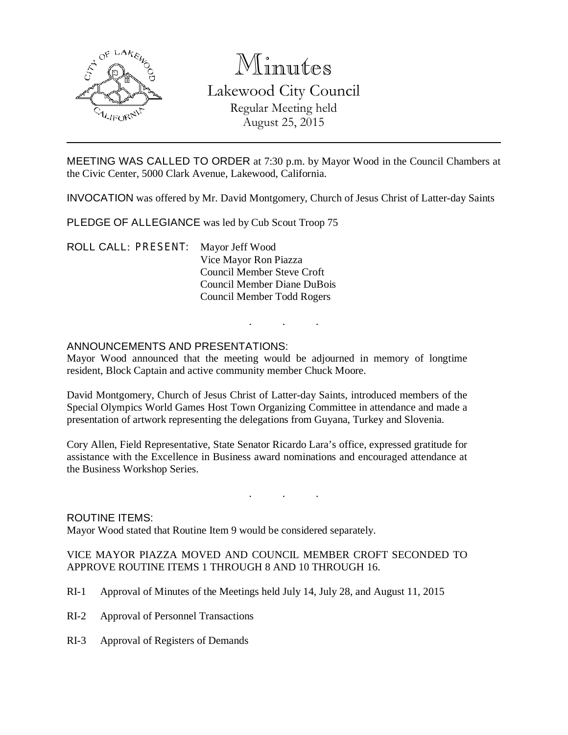# Minutes

## Lakewood City Council

Regular Meeting held
August 25, 2015

---

MEETING WAS CALLED TO ORDER at 7:30 p.m. by Mayor Wood in the Council Chambers at the Civic Center, 5000 Clark Avenue, Lakewood, California.

INVOCATION was offered by Mr. David Montgomery, Church of Jesus Christ of Latter-day Saints

PLEDGE OF ALLEGIANCE was led by Cub Scout Troop 75

ROLL CALL: PRESENT: Mayor Jeff Wood
Vice Mayor Ron Piazza
Council Member Steve Croft
Council Member Diane DuBois
Council Member Todd Rogers

. . .

ANNOUNCEMENTS AND PRESENTATIONS:
Mayor Wood announced that the meeting would be adjourned in memory of longtime resident, Block Captain and active community member Chuck Moore.

David Montgomery, Church of Jesus Christ of Latter-day Saints, introduced members of the Special Olympics World Games Host Town Organizing Committee in attendance and made a presentation of artwork representing the delegations from Guyana, Turkey and Slovenia.

Cory Allen, Field Representative, State Senator Ricardo Lara's office, expressed gratitude for assistance with the Excellence in Business award nominations and encouraged attendance at the Business Workshop Series.

. . .

ROUTINE ITEMS:
Mayor Wood stated that Routine Item 9 would be considered separately.

VICE MAYOR PIAZZA MOVED AND COUNCIL MEMBER CROFT SECONDED TO APPROVE ROUTINE ITEMS 1 THROUGH 8 AND 10 THROUGH 16.

RI-1 Approval of Minutes of the Meetings held July 14, July 28, and August 11, 2015

RI-2 Approval of Personnel Transactions

RI-3 Approval of Registers of Demands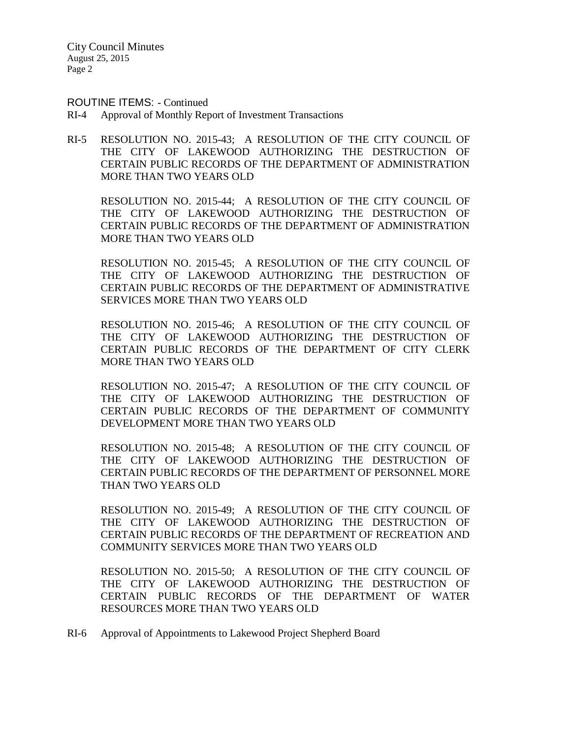ROUTINE ITEMS: - Continued

RI-4 Approval of Monthly Report of Investment Transactions

RI-5 RESOLUTION NO. 2015-43; A RESOLUTION OF THE CITY COUNCIL OF THE CITY OF LAKEWOOD AUTHORIZING THE DESTRUCTION OF CERTAIN PUBLIC RECORDS OF THE DEPARTMENT OF ADMINISTRATION MORE THAN TWO YEARS OLD

RESOLUTION NO. 2015-44; A RESOLUTION OF THE CITY COUNCIL OF THE CITY OF LAKEWOOD AUTHORIZING THE DESTRUCTION OF CERTAIN PUBLIC RECORDS OF THE DEPARTMENT OF ADMINISTRATION MORE THAN TWO YEARS OLD

RESOLUTION NO. 2015-45; A RESOLUTION OF THE CITY COUNCIL OF THE CITY OF LAKEWOOD AUTHORIZING THE DESTRUCTION OF CERTAIN PUBLIC RECORDS OF THE DEPARTMENT OF ADMINISTRATIVE SERVICES MORE THAN TWO YEARS OLD

RESOLUTION NO. 2015-46; A RESOLUTION OF THE CITY COUNCIL OF THE CITY OF LAKEWOOD AUTHORIZING THE DESTRUCTION OF CERTAIN PUBLIC RECORDS OF THE DEPARTMENT OF CITY CLERK MORE THAN TWO YEARS OLD

RESOLUTION NO. 2015-47; A RESOLUTION OF THE CITY COUNCIL OF THE CITY OF LAKEWOOD AUTHORIZING THE DESTRUCTION OF CERTAIN PUBLIC RECORDS OF THE DEPARTMENT OF COMMUNITY DEVELOPMENT MORE THAN TWO YEARS OLD

RESOLUTION NO. 2015-48; A RESOLUTION OF THE CITY COUNCIL OF THE CITY OF LAKEWOOD AUTHORIZING THE DESTRUCTION OF CERTAIN PUBLIC RECORDS OF THE DEPARTMENT OF PERSONNEL MORE THAN TWO YEARS OLD

RESOLUTION NO. 2015-49; A RESOLUTION OF THE CITY COUNCIL OF THE CITY OF LAKEWOOD AUTHORIZING THE DESTRUCTION OF CERTAIN PUBLIC RECORDS OF THE DEPARTMENT OF RECREATION AND COMMUNITY SERVICES MORE THAN TWO YEARS OLD

RESOLUTION NO. 2015-50; A RESOLUTION OF THE CITY COUNCIL OF THE CITY OF LAKEWOOD AUTHORIZING THE DESTRUCTION OF CERTAIN PUBLIC RECORDS OF THE DEPARTMENT OF WATER RESOURCES MORE THAN TWO YEARS OLD

RI-6 Approval of Appointments to Lakewood Project Shepherd Board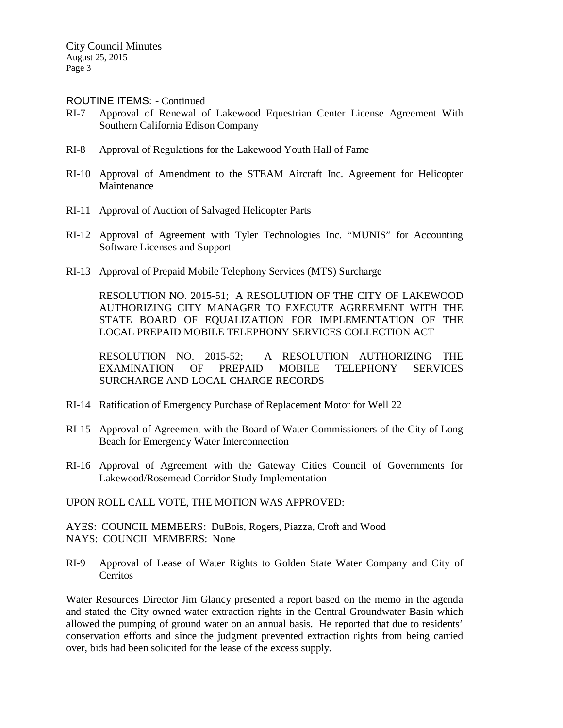ROUTINE ITEMS: - Continued

RI-7 Approval of Renewal of Lakewood Equestrian Center License Agreement With Southern California Edison Company

RI-8 Approval of Regulations for the Lakewood Youth Hall of Fame

RI-10 Approval of Amendment to the STEAM Aircraft Inc. Agreement for Helicopter Maintenance

RI-11 Approval of Auction of Salvaged Helicopter Parts

RI-12 Approval of Agreement with Tyler Technologies Inc. "MUNIS" for Accounting Software Licenses and Support

RI-13 Approval of Prepaid Mobile Telephony Services (MTS) Surcharge

RESOLUTION NO. 2015-51; A RESOLUTION OF THE CITY OF LAKEWOOD AUTHORIZING CITY MANAGER TO EXECUTE AGREEMENT WITH THE STATE BOARD OF EQUALIZATION FOR IMPLEMENTATION OF THE LOCAL PREPAID MOBILE TELEPHONY SERVICES COLLECTION ACT

RESOLUTION NO. 2015-52; A RESOLUTION AUTHORIZING THE EXAMINATION OF PREPAID MOBILE TELEPHONY SERVICES SURCHARGE AND LOCAL CHARGE RECORDS

RI-14 Ratification of Emergency Purchase of Replacement Motor for Well 22

RI-15 Approval of Agreement with the Board of Water Commissioners of the City of Long Beach for Emergency Water Interconnection

RI-16 Approval of Agreement with the Gateway Cities Council of Governments for Lakewood/Rosemead Corridor Study Implementation

UPON ROLL CALL VOTE, THE MOTION WAS APPROVED:

AYES: COUNCIL MEMBERS: DuBois, Rogers, Piazza, Croft and Wood
NAYS: COUNCIL MEMBERS: None

RI-9 Approval of Lease of Water Rights to Golden State Water Company and City of Cerritos

Water Resources Director Jim Glancy presented a report based on the memo in the agenda and stated the City owned water extraction rights in the Central Groundwater Basin which allowed the pumping of ground water on an annual basis. He reported that due to residents' conservation efforts and since the judgment prevented extraction rights from being carried over, bids had been solicited for the lease of the excess supply.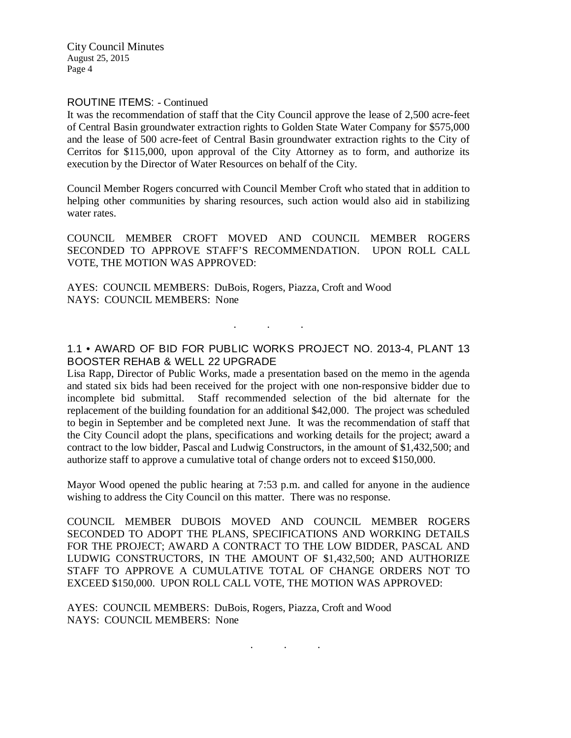ROUTINE ITEMS: - Continued

It was the recommendation of staff that the City Council approve the lease of 2,500 acre-feet of Central Basin groundwater extraction rights to Golden State Water Company for $575,000 and the lease of 500 acre-feet of Central Basin groundwater extraction rights to the City of Cerritos for $115,000, upon approval of the City Attorney as to form, and authorize its execution by the Director of Water Resources on behalf of the City.

Council Member Rogers concurred with Council Member Croft who stated that in addition to helping other communities by sharing resources, such action would also aid in stabilizing water rates.

COUNCIL MEMBER CROFT MOVED AND COUNCIL MEMBER ROGERS SECONDED TO APPROVE STAFF'S RECOMMENDATION. UPON ROLL CALL VOTE, THE MOTION WAS APPROVED:

AYES: COUNCIL MEMBERS: DuBois, Rogers, Piazza, Croft and Wood
NAYS: COUNCIL MEMBERS: None

. . .

## 1.1 • AWARD OF BID FOR PUBLIC WORKS PROJECT NO. 2013-4, PLANT 13 BOOSTER REHAB & WELL 22 UPGRADE

Lisa Rapp, Director of Public Works, made a presentation based on the memo in the agenda and stated six bids had been received for the project with one non-responsive bidder due to incomplete bid submittal. Staff recommended selection of the bid alternate for the replacement of the building foundation for an additional $42,000. The project was scheduled to begin in September and be completed next June. It was the recommendation of staff that the City Council adopt the plans, specifications and working details for the project; award a contract to the low bidder, Pascal and Ludwig Constructors, in the amount of $1,432,500; and authorize staff to approve a cumulative total of change orders not to exceed $150,000.

Mayor Wood opened the public hearing at 7:53 p.m. and called for anyone in the audience wishing to address the City Council on this matter. There was no response.

COUNCIL MEMBER DUBOIS MOVED AND COUNCIL MEMBER ROGERS SECONDED TO ADOPT THE PLANS, SPECIFICATIONS AND WORKING DETAILS FOR THE PROJECT; AWARD A CONTRACT TO THE LOW BIDDER, PASCAL AND LUDWIG CONSTRUCTORS, IN THE AMOUNT OF $1,432,500; AND AUTHORIZE STAFF TO APPROVE A CUMULATIVE TOTAL OF CHANGE ORDERS NOT TO EXCEED $150,000. UPON ROLL CALL VOTE, THE MOTION WAS APPROVED:

AYES: COUNCIL MEMBERS: DuBois, Rogers, Piazza, Croft and Wood
NAYS: COUNCIL MEMBERS: None

. . .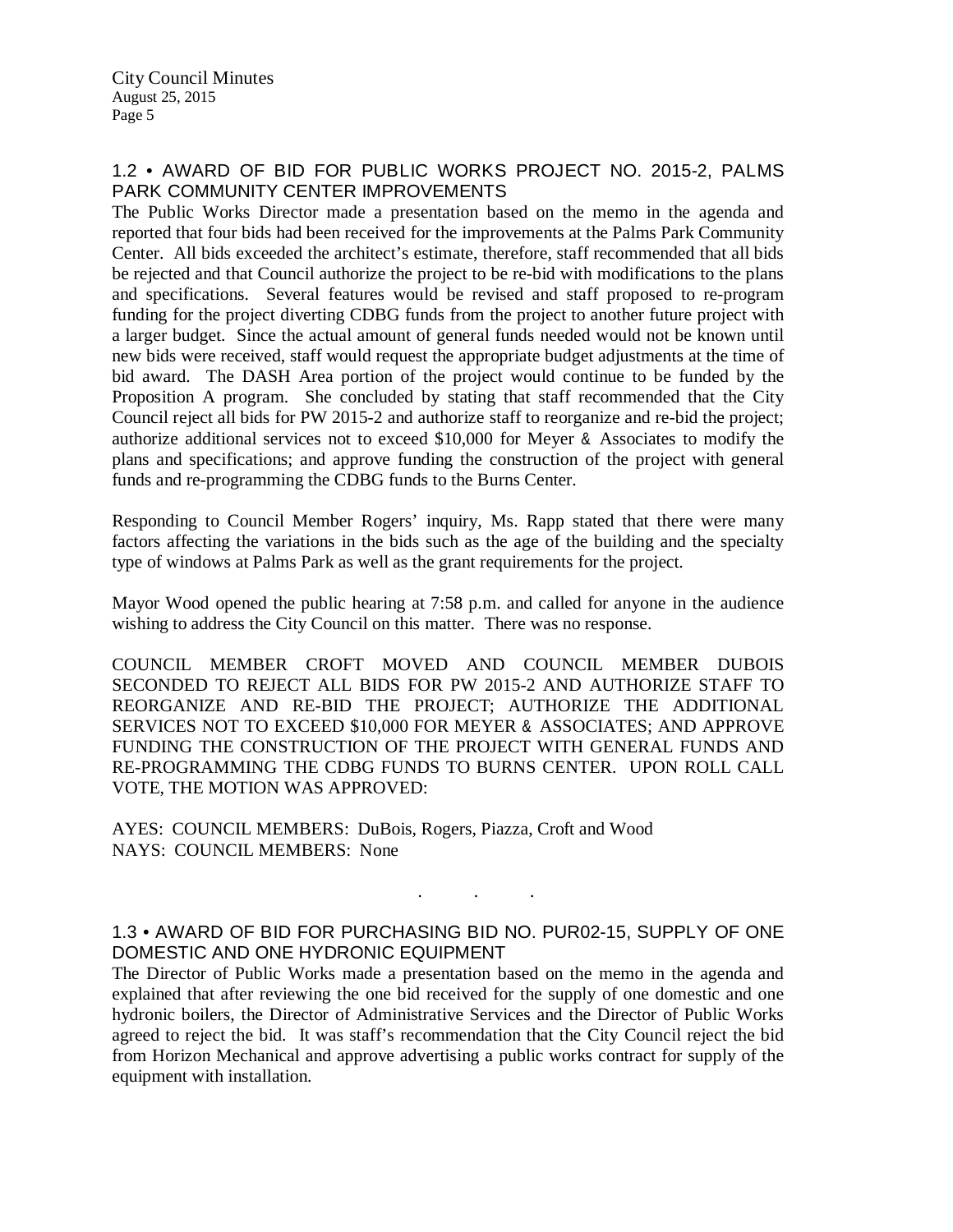## 1.2 • AWARD OF BID FOR PUBLIC WORKS PROJECT NO. 2015-2, PALMS PARK COMMUNITY CENTER IMPROVEMENTS

The Public Works Director made a presentation based on the memo in the agenda and reported that four bids had been received for the improvements at the Palms Park Community Center. All bids exceeded the architect's estimate, therefore, staff recommended that all bids be rejected and that Council authorize the project to be re-bid with modifications to the plans and specifications. Several features would be revised and staff proposed to re-program funding for the project diverting CDBG funds from the project to another future project with a larger budget. Since the actual amount of general funds needed would not be known until new bids were received, staff would request the appropriate budget adjustments at the time of bid award. The DASH Area portion of the project would continue to be funded by the Proposition A program. She concluded by stating that staff recommended that the City Council reject all bids for PW 2015-2 and authorize staff to reorganize and re-bid the project; authorize additional services not to exceed $10,000 for Meyer & Associates to modify the plans and specifications; and approve funding the construction of the project with general funds and re-programming the CDBG funds to the Burns Center.

Responding to Council Member Rogers' inquiry, Ms. Rapp stated that there were many factors affecting the variations in the bids such as the age of the building and the specialty type of windows at Palms Park as well as the grant requirements for the project.

Mayor Wood opened the public hearing at 7:58 p.m. and called for anyone in the audience wishing to address the City Council on this matter. There was no response.

COUNCIL MEMBER CROFT MOVED AND COUNCIL MEMBER DUBOIS SECONDED TO REJECT ALL BIDS FOR PW 2015-2 AND AUTHORIZE STAFF TO REORGANIZE AND RE-BID THE PROJECT; AUTHORIZE THE ADDITIONAL SERVICES NOT TO EXCEED $10,000 FOR MEYER & ASSOCIATES; AND APPROVE FUNDING THE CONSTRUCTION OF THE PROJECT WITH GENERAL FUNDS AND RE-PROGRAMMING THE CDBG FUNDS TO BURNS CENTER. UPON ROLL CALL VOTE, THE MOTION WAS APPROVED:

AYES: COUNCIL MEMBERS: DuBois, Rogers, Piazza, Croft and Wood
NAYS: COUNCIL MEMBERS: None

. . .

## 1.3 • AWARD OF BID FOR PURCHASING BID NO. PUR02-15, SUPPLY OF ONE DOMESTIC AND ONE HYDRONIC EQUIPMENT

The Director of Public Works made a presentation based on the memo in the agenda and explained that after reviewing the one bid received for the supply of one domestic and one hydronic boilers, the Director of Administrative Services and the Director of Public Works agreed to reject the bid. It was staff's recommendation that the City Council reject the bid from Horizon Mechanical and approve advertising a public works contract for supply of the equipment with installation.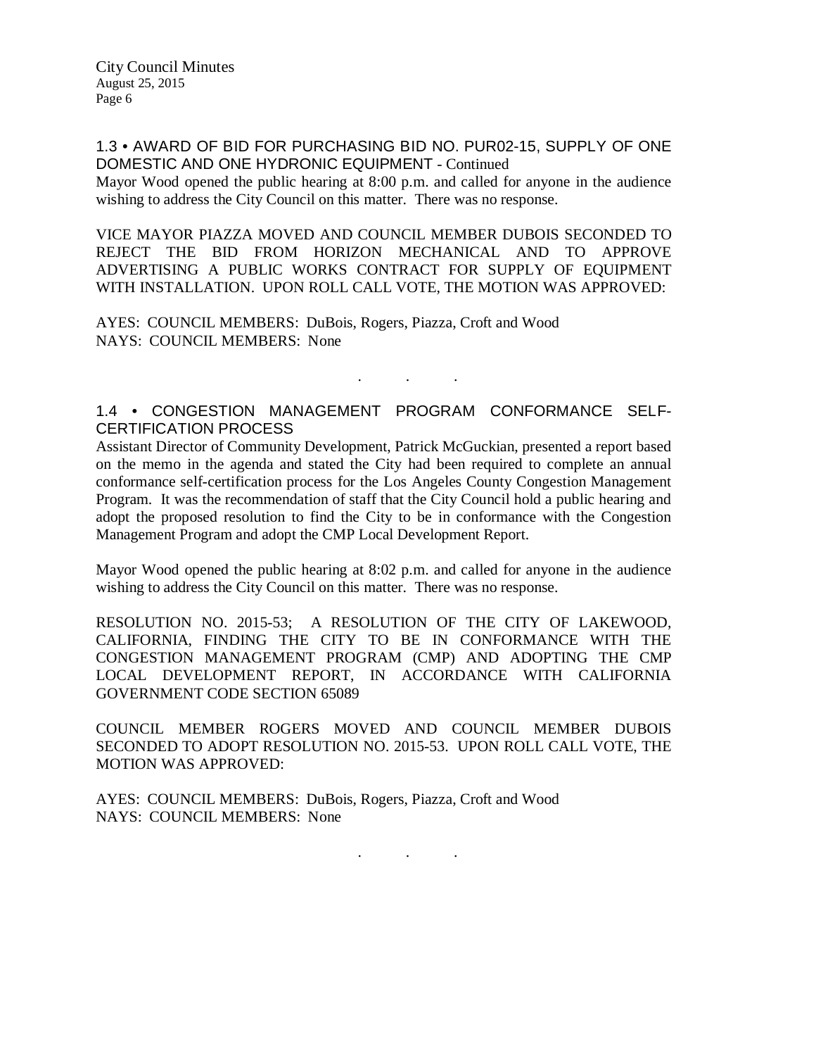### 1.3 • AWARD OF BID FOR PURCHASING BID NO. PUR02-15, SUPPLY OF ONE DOMESTIC AND ONE HYDRONIC EQUIPMENT - Continued

Mayor Wood opened the public hearing at 8:00 p.m. and called for anyone in the audience wishing to address the City Council on this matter. There was no response.

VICE MAYOR PIAZZA MOVED AND COUNCIL MEMBER DUBOIS SECONDED TO REJECT THE BID FROM HORIZON MECHANICAL AND TO APPROVE ADVERTISING A PUBLIC WORKS CONTRACT FOR SUPPLY OF EQUIPMENT WITH INSTALLATION. UPON ROLL CALL VOTE, THE MOTION WAS APPROVED:

AYES: COUNCIL MEMBERS: DuBois, Rogers, Piazza, Croft and Wood
NAYS: COUNCIL MEMBERS: None

. . .

### 1.4 • CONGESTION MANAGEMENT PROGRAM CONFORMANCE SELF-CERTIFICATION PROCESS

Assistant Director of Community Development, Patrick McGuckian, presented a report based on the memo in the agenda and stated the City had been required to complete an annual conformance self-certification process for the Los Angeles County Congestion Management Program. It was the recommendation of staff that the City Council hold a public hearing and adopt the proposed resolution to find the City to be in conformance with the Congestion Management Program and adopt the CMP Local Development Report.

Mayor Wood opened the public hearing at 8:02 p.m. and called for anyone in the audience wishing to address the City Council on this matter. There was no response.

RESOLUTION NO. 2015-53; A RESOLUTION OF THE CITY OF LAKEWOOD, CALIFORNIA, FINDING THE CITY TO BE IN CONFORMANCE WITH THE CONGESTION MANAGEMENT PROGRAM (CMP) AND ADOPTING THE CMP LOCAL DEVELOPMENT REPORT, IN ACCORDANCE WITH CALIFORNIA GOVERNMENT CODE SECTION 65089

COUNCIL MEMBER ROGERS MOVED AND COUNCIL MEMBER DUBOIS SECONDED TO ADOPT RESOLUTION NO. 2015-53. UPON ROLL CALL VOTE, THE MOTION WAS APPROVED:

AYES: COUNCIL MEMBERS: DuBois, Rogers, Piazza, Croft and Wood
NAYS: COUNCIL MEMBERS: None

. . .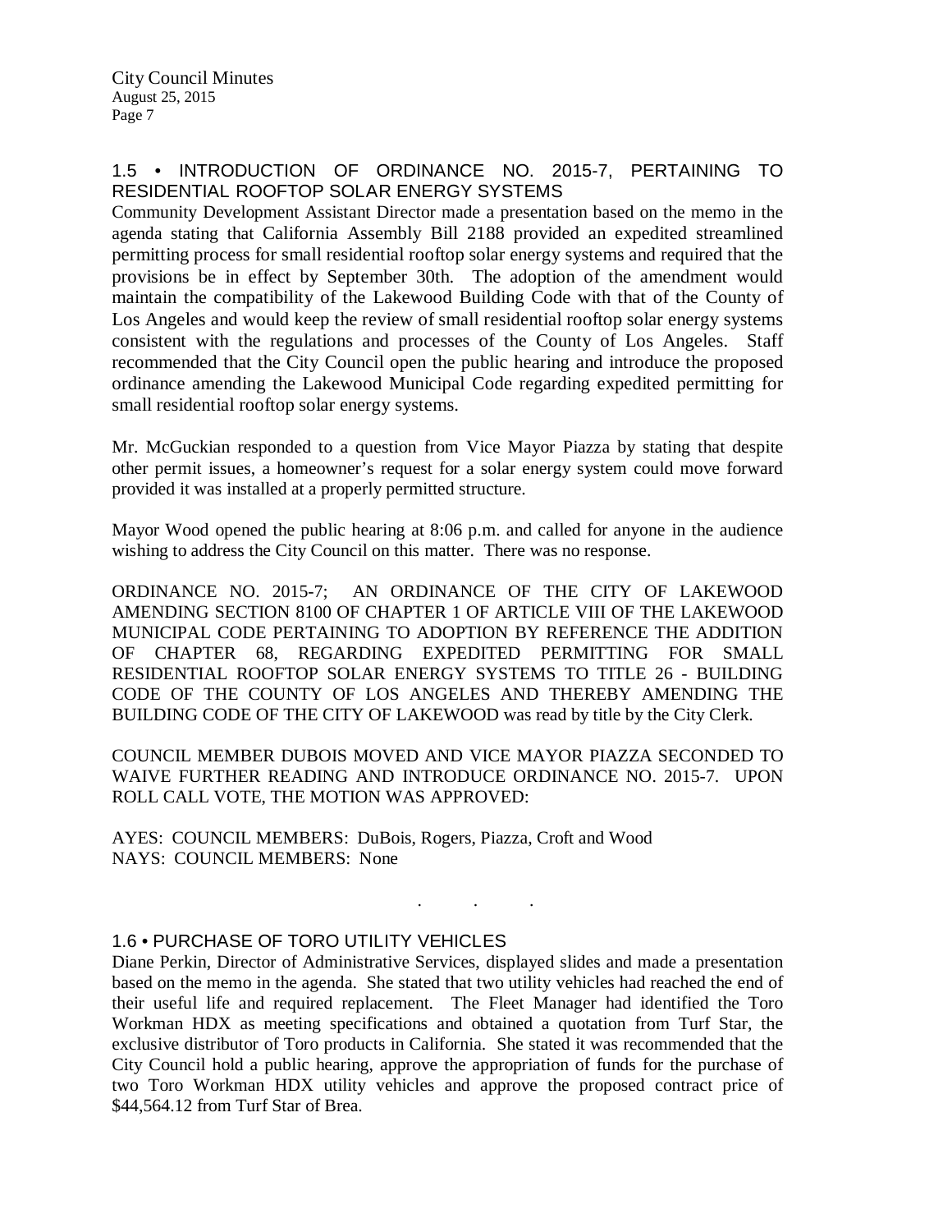## 1.5 • INTRODUCTION OF ORDINANCE NO. 2015-7, PERTAINING TO RESIDENTIAL ROOFTOP SOLAR ENERGY SYSTEMS

Community Development Assistant Director made a presentation based on the memo in the agenda stating that California Assembly Bill 2188 provided an expedited streamlined permitting process for small residential rooftop solar energy systems and required that the provisions be in effect by September 30th. The adoption of the amendment would maintain the compatibility of the Lakewood Building Code with that of the County of Los Angeles and would keep the review of small residential rooftop solar energy systems consistent with the regulations and processes of the County of Los Angeles. Staff recommended that the City Council open the public hearing and introduce the proposed ordinance amending the Lakewood Municipal Code regarding expedited permitting for small residential rooftop solar energy systems.

Mr. McGuckian responded to a question from Vice Mayor Piazza by stating that despite other permit issues, a homeowner's request for a solar energy system could move forward provided it was installed at a properly permitted structure.

Mayor Wood opened the public hearing at 8:06 p.m. and called for anyone in the audience wishing to address the City Council on this matter. There was no response.

ORDINANCE NO. 2015-7; AN ORDINANCE OF THE CITY OF LAKEWOOD AMENDING SECTION 8100 OF CHAPTER 1 OF ARTICLE VIII OF THE LAKEWOOD MUNICIPAL CODE PERTAINING TO ADOPTION BY REFERENCE THE ADDITION OF CHAPTER 68, REGARDING EXPEDITED PERMITTING FOR SMALL RESIDENTIAL ROOFTOP SOLAR ENERGY SYSTEMS TO TITLE 26 - BUILDING CODE OF THE COUNTY OF LOS ANGELES AND THEREBY AMENDING THE BUILDING CODE OF THE CITY OF LAKEWOOD was read by title by the City Clerk.

COUNCIL MEMBER DUBOIS MOVED AND VICE MAYOR PIAZZA SECONDED TO WAIVE FURTHER READING AND INTRODUCE ORDINANCE NO. 2015-7. UPON ROLL CALL VOTE, THE MOTION WAS APPROVED:

AYES: COUNCIL MEMBERS: DuBois, Rogers, Piazza, Croft and Wood
NAYS: COUNCIL MEMBERS: None

. . .

## 1.6 • PURCHASE OF TORO UTILITY VEHICLES

Diane Perkin, Director of Administrative Services, displayed slides and made a presentation based on the memo in the agenda. She stated that two utility vehicles had reached the end of their useful life and required replacement. The Fleet Manager had identified the Toro Workman HDX as meeting specifications and obtained a quotation from Turf Star, the exclusive distributor of Toro products in California. She stated it was recommended that the City Council hold a public hearing, approve the appropriation of funds for the purchase of two Toro Workman HDX utility vehicles and approve the proposed contract price of $44,564.12 from Turf Star of Brea.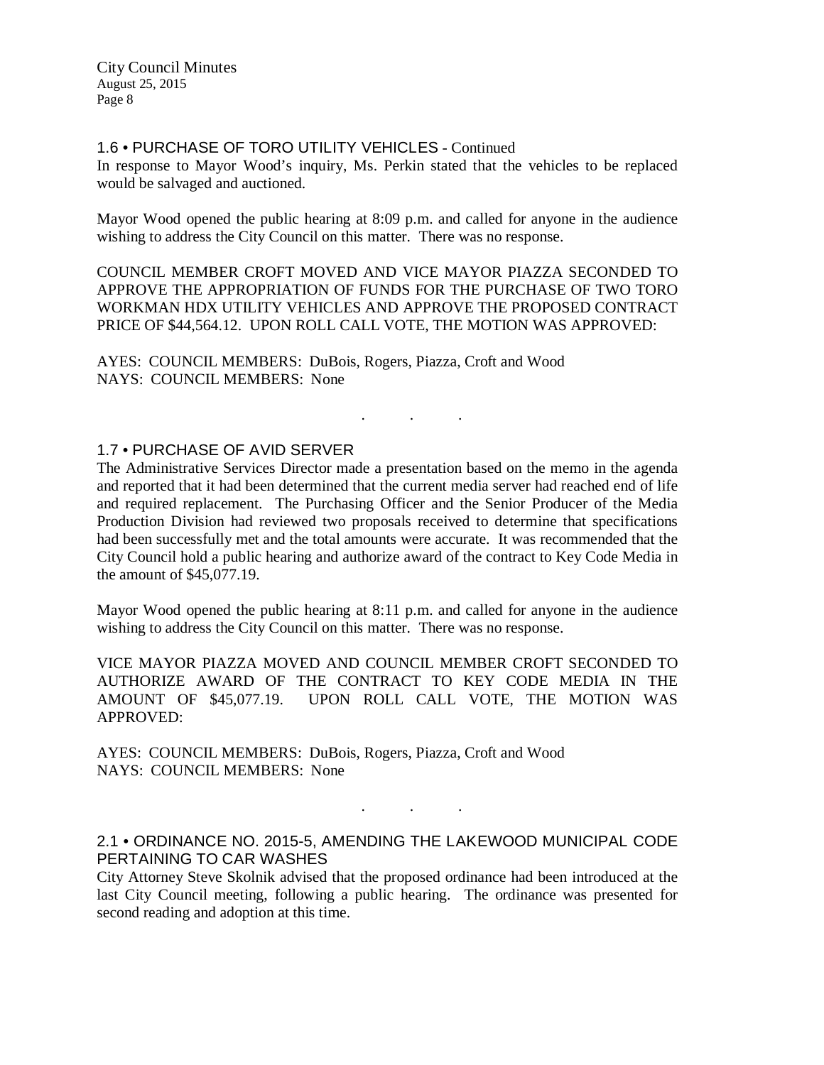## 1.6 • PURCHASE OF TORO UTILITY VEHICLES - Continued

In response to Mayor Wood's inquiry, Ms. Perkin stated that the vehicles to be replaced would be salvaged and auctioned.

Mayor Wood opened the public hearing at 8:09 p.m. and called for anyone in the audience wishing to address the City Council on this matter. There was no response.

COUNCIL MEMBER CROFT MOVED AND VICE MAYOR PIAZZA SECONDED TO APPROVE THE APPROPRIATION OF FUNDS FOR THE PURCHASE OF TWO TORO WORKMAN HDX UTILITY VEHICLES AND APPROVE THE PROPOSED CONTRACT PRICE OF $44,564.12. UPON ROLL CALL VOTE, THE MOTION WAS APPROVED:

AYES: COUNCIL MEMBERS: DuBois, Rogers, Piazza, Croft and Wood
NAYS: COUNCIL MEMBERS: None

. . .

## 1.7 • PURCHASE OF AVID SERVER

The Administrative Services Director made a presentation based on the memo in the agenda and reported that it had been determined that the current media server had reached end of life and required replacement. The Purchasing Officer and the Senior Producer of the Media Production Division had reviewed two proposals received to determine that specifications had been successfully met and the total amounts were accurate. It was recommended that the City Council hold a public hearing and authorize award of the contract to Key Code Media in the amount of $45,077.19.

Mayor Wood opened the public hearing at 8:11 p.m. and called for anyone in the audience wishing to address the City Council on this matter. There was no response.

VICE MAYOR PIAZZA MOVED AND COUNCIL MEMBER CROFT SECONDED TO AUTHORIZE AWARD OF THE CONTRACT TO KEY CODE MEDIA IN THE AMOUNT OF $45,077.19. UPON ROLL CALL VOTE, THE MOTION WAS APPROVED:

AYES: COUNCIL MEMBERS: DuBois, Rogers, Piazza, Croft and Wood
NAYS: COUNCIL MEMBERS: None

. . .

## 2.1 • ORDINANCE NO. 2015-5, AMENDING THE LAKEWOOD MUNICIPAL CODE PERTAINING TO CAR WASHES

City Attorney Steve Skolnik advised that the proposed ordinance had been introduced at the last City Council meeting, following a public hearing. The ordinance was presented for second reading and adoption at this time.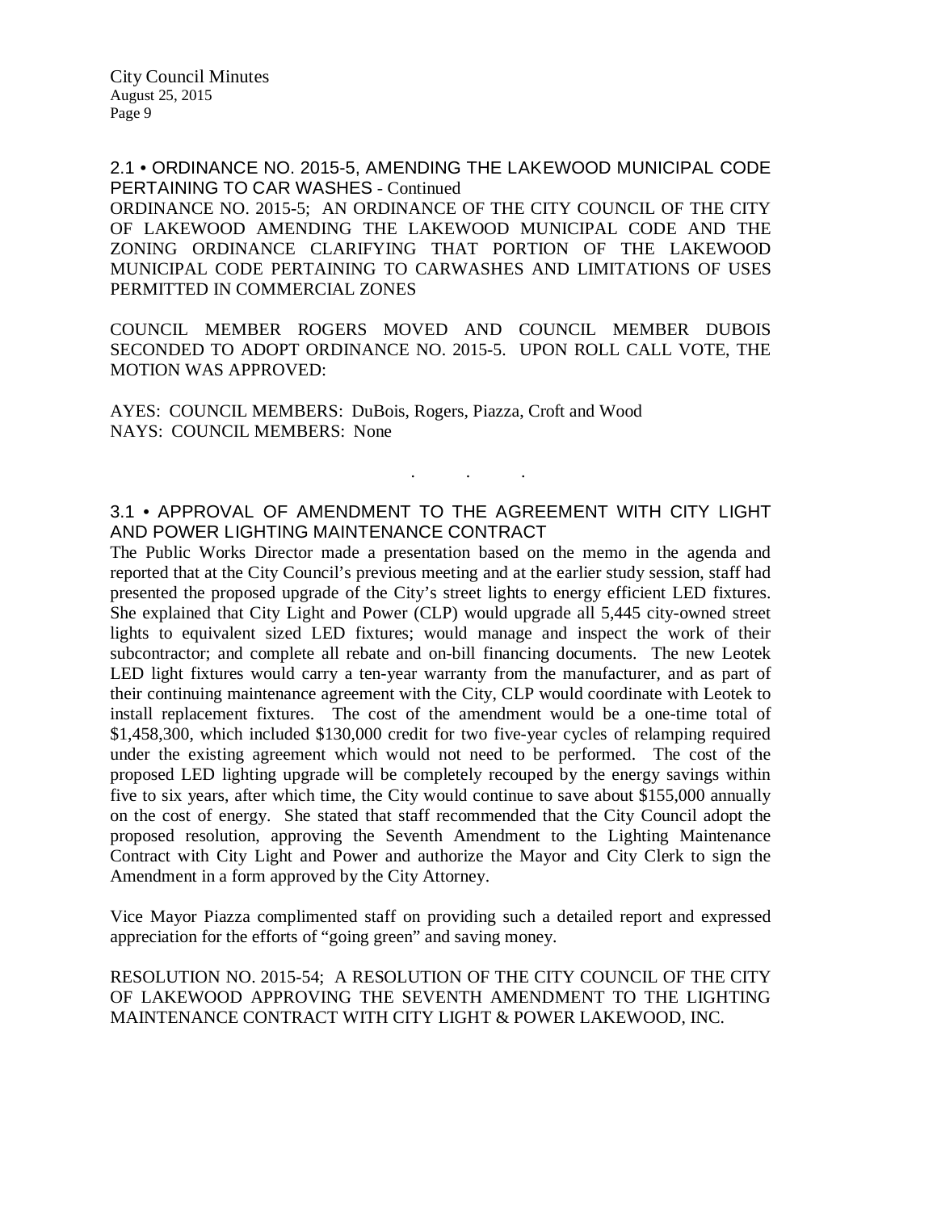## 2.1 • ORDINANCE NO. 2015-5, AMENDING THE LAKEWOOD MUNICIPAL CODE PERTAINING TO CAR WASHES - Continued

ORDINANCE NO. 2015-5; AN ORDINANCE OF THE CITY COUNCIL OF THE CITY OF LAKEWOOD AMENDING THE LAKEWOOD MUNICIPAL CODE AND THE ZONING ORDINANCE CLARIFYING THAT PORTION OF THE LAKEWOOD MUNICIPAL CODE PERTAINING TO CARWASHES AND LIMITATIONS OF USES PERMITTED IN COMMERCIAL ZONES

COUNCIL MEMBER ROGERS MOVED AND COUNCIL MEMBER DUBOIS SECONDED TO ADOPT ORDINANCE NO. 2015-5. UPON ROLL CALL VOTE, THE MOTION WAS APPROVED:

AYES: COUNCIL MEMBERS: DuBois, Rogers, Piazza, Croft and Wood
NAYS: COUNCIL MEMBERS: None

. . .

## 3.1 • APPROVAL OF AMENDMENT TO THE AGREEMENT WITH CITY LIGHT AND POWER LIGHTING MAINTENANCE CONTRACT

The Public Works Director made a presentation based on the memo in the agenda and reported that at the City Council's previous meeting and at the earlier study session, staff had presented the proposed upgrade of the City's street lights to energy efficient LED fixtures. She explained that City Light and Power (CLP) would upgrade all 5,445 city-owned street lights to equivalent sized LED fixtures; would manage and inspect the work of their subcontractor; and complete all rebate and on-bill financing documents. The new Leotek LED light fixtures would carry a ten-year warranty from the manufacturer, and as part of their continuing maintenance agreement with the City, CLP would coordinate with Leotek to install replacement fixtures. The cost of the amendment would be a one-time total of $1,458,300, which included $130,000 credit for two five-year cycles of relamping required under the existing agreement which would not need to be performed. The cost of the proposed LED lighting upgrade will be completely recouped by the energy savings within five to six years, after which time, the City would continue to save about $155,000 annually on the cost of energy. She stated that staff recommended that the City Council adopt the proposed resolution, approving the Seventh Amendment to the Lighting Maintenance Contract with City Light and Power and authorize the Mayor and City Clerk to sign the Amendment in a form approved by the City Attorney.

Vice Mayor Piazza complimented staff on providing such a detailed report and expressed appreciation for the efforts of "going green" and saving money.

RESOLUTION NO. 2015-54; A RESOLUTION OF THE CITY COUNCIL OF THE CITY OF LAKEWOOD APPROVING THE SEVENTH AMENDMENT TO THE LIGHTING MAINTENANCE CONTRACT WITH CITY LIGHT & POWER LAKEWOOD, INC.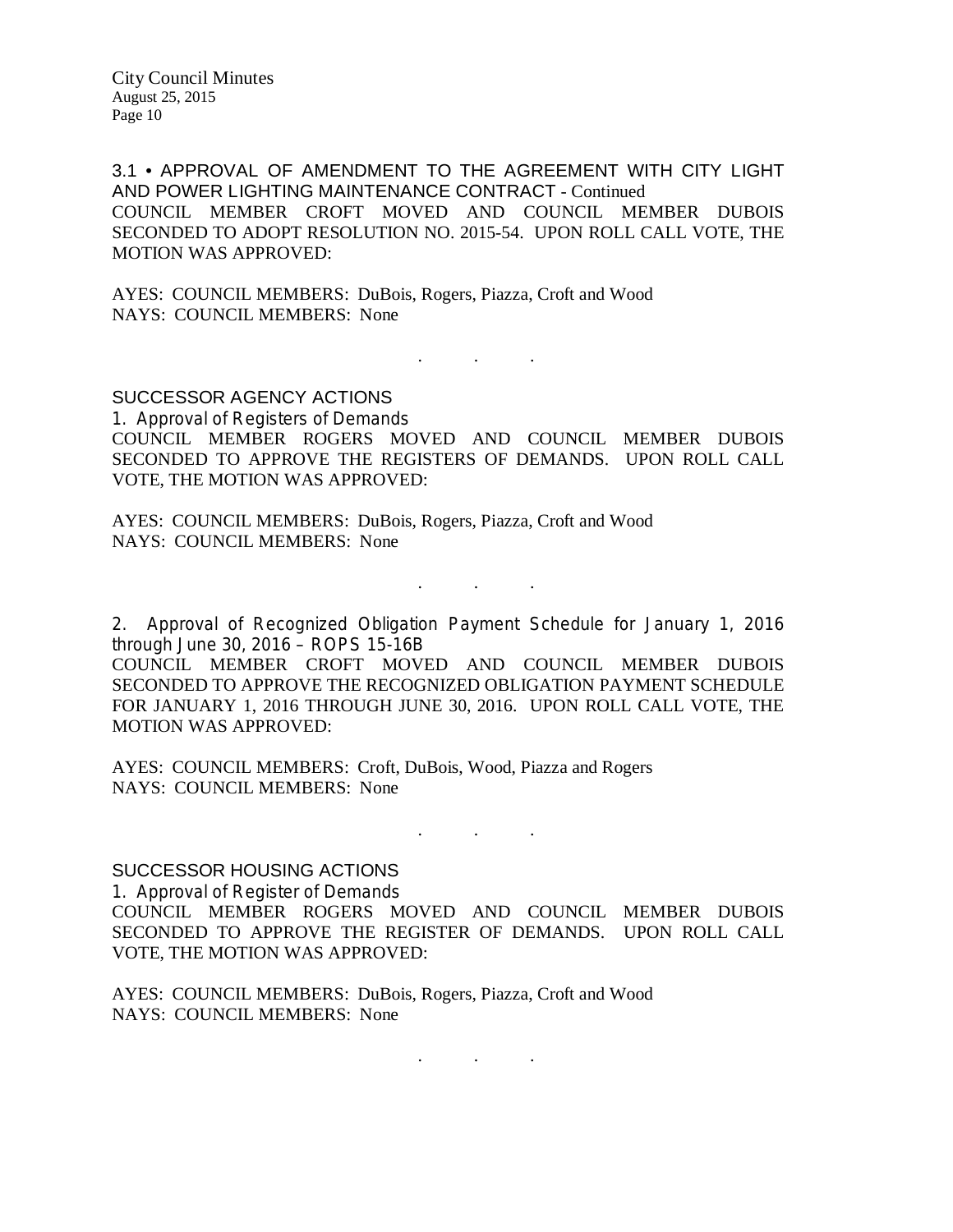3.1 • APPROVAL OF AMENDMENT TO THE AGREEMENT WITH CITY LIGHT AND POWER LIGHTING MAINTENANCE CONTRACT - Continued

COUNCIL MEMBER CROFT MOVED AND COUNCIL MEMBER DUBOIS SECONDED TO ADOPT RESOLUTION NO. 2015-54. UPON ROLL CALL VOTE, THE MOTION WAS APPROVED:

AYES: COUNCIL MEMBERS: DuBois, Rogers, Piazza, Croft and Wood
NAYS: COUNCIL MEMBERS: None

. . .

## SUCCESSOR AGENCY ACTIONS

1. Approval of Registers of Demands

COUNCIL MEMBER ROGERS MOVED AND COUNCIL MEMBER DUBOIS SECONDED TO APPROVE THE REGISTERS OF DEMANDS. UPON ROLL CALL VOTE, THE MOTION WAS APPROVED:

AYES: COUNCIL MEMBERS: DuBois, Rogers, Piazza, Croft and Wood
NAYS: COUNCIL MEMBERS: None

. . .

2. Approval of Recognized Obligation Payment Schedule for January 1, 2016 through June 30, 2016 – ROPS 15-16B

COUNCIL MEMBER CROFT MOVED AND COUNCIL MEMBER DUBOIS SECONDED TO APPROVE THE RECOGNIZED OBLIGATION PAYMENT SCHEDULE FOR JANUARY 1, 2016 THROUGH JUNE 30, 2016. UPON ROLL CALL VOTE, THE MOTION WAS APPROVED:

AYES: COUNCIL MEMBERS: Croft, DuBois, Wood, Piazza and Rogers
NAYS: COUNCIL MEMBERS: None

. . .

## SUCCESSOR HOUSING ACTIONS

1. Approval of Register of Demands

COUNCIL MEMBER ROGERS MOVED AND COUNCIL MEMBER DUBOIS SECONDED TO APPROVE THE REGISTER OF DEMANDS. UPON ROLL CALL VOTE, THE MOTION WAS APPROVED:

AYES: COUNCIL MEMBERS: DuBois, Rogers, Piazza, Croft and Wood
NAYS: COUNCIL MEMBERS: None

. . .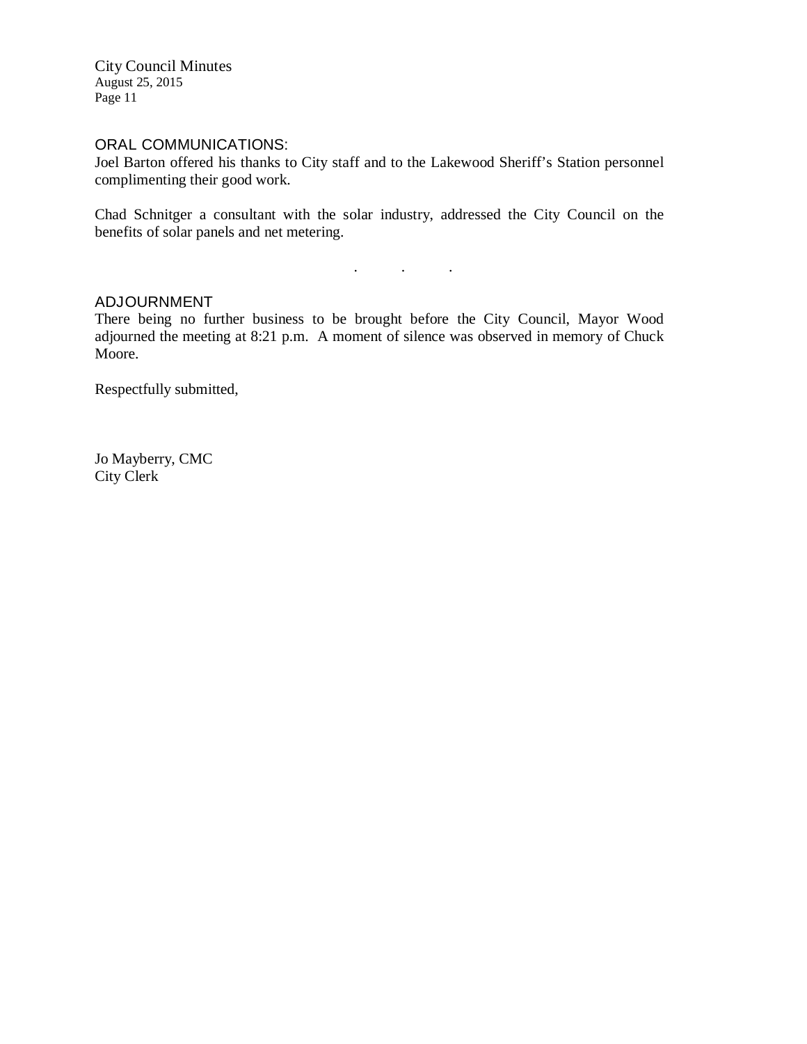ORAL COMMUNICATIONS:

Joel Barton offered his thanks to City staff and to the Lakewood Sheriff's Station personnel complimenting their good work.

Chad Schnitger a consultant with the solar industry, addressed the City Council on the benefits of solar panels and net metering.

. . .

ADJOURNMENT

There being no further business to be brought before the City Council, Mayor Wood adjourned the meeting at 8:21 p.m. A moment of silence was observed in memory of Chuck Moore.

Respectfully submitted,

Jo Mayberry, CMC
City Clerk